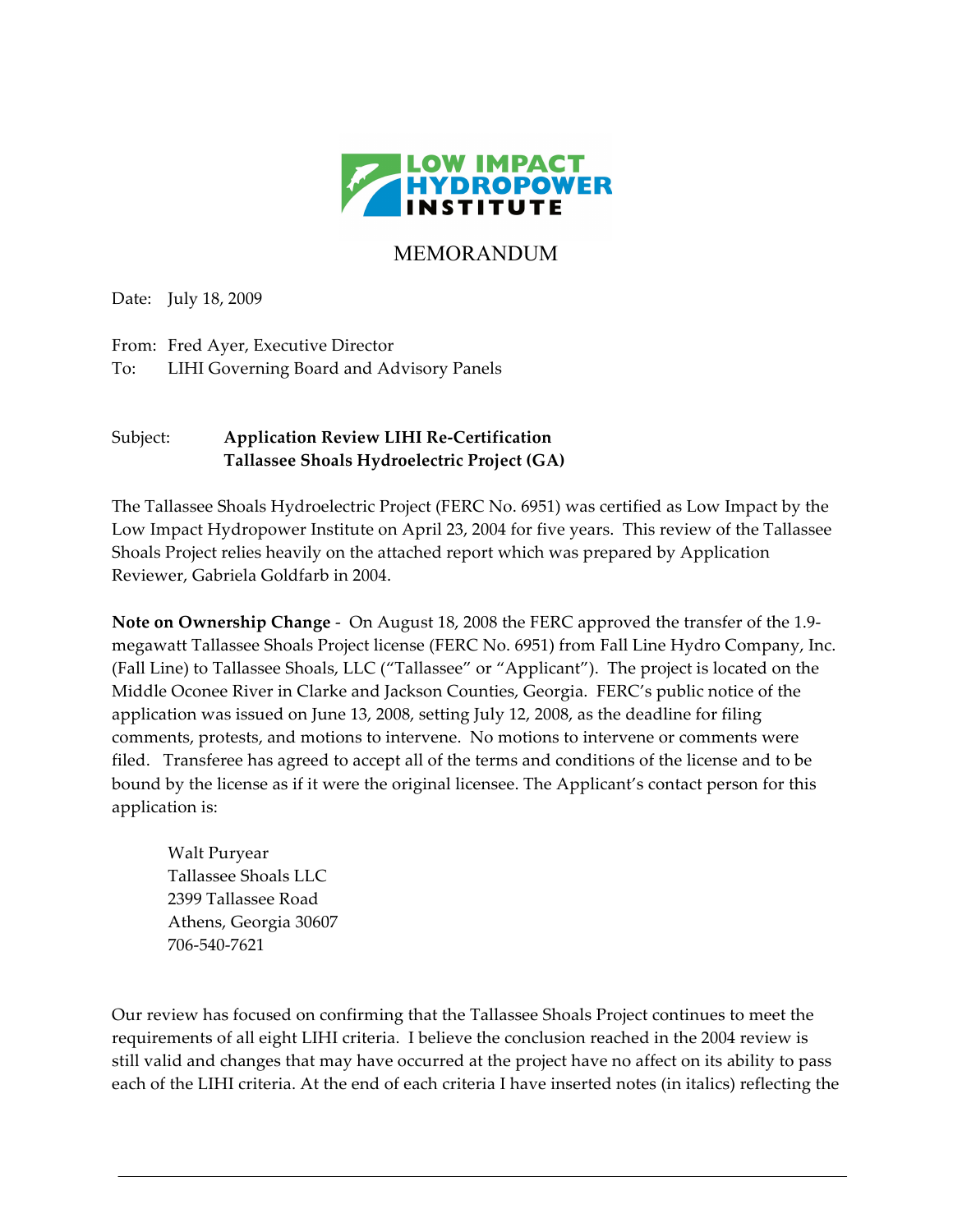LOW IMPACT HYDROPOWER INSTITUTE

# MEMORANDUM

Date: July 18, 2009

From: Fred Ayer, Executive Director
To: LIHI Governing Board and Advisory Panels

Subject: **Application Review LIHI Re-Certification**
**Tallassee Shoals Hydroelectric Project (GA)**

The Tallassee Shoals Hydroelectric Project (FERC No. 6951) was certified as Low Impact by the Low Impact Hydropower Institute on April 23, 2004 for five years. This review of the Tallassee Shoals Project relies heavily on the attached report which was prepared by Application Reviewer, Gabriela Goldfarb in 2004.

**Note on Ownership Change** - On August 18, 2008 the FERC approved the transfer of the 1.9-megawatt Tallassee Shoals Project license (FERC No. 6951) from Fall Line Hydro Company, Inc. (Fall Line) to Tallassee Shoals, LLC ("Tallassee" or "Applicant"). The project is located on the Middle Oconee River in Clarke and Jackson Counties, Georgia. FERC's public notice of the application was issued on June 13, 2008, setting July 12, 2008, as the deadline for filing comments, protests, and motions to intervene. No motions to intervene or comments were filed. Transferee has agreed to accept all of the terms and conditions of the license and to be bound by the license as if it were the original licensee. The Applicant's contact person for this application is:

Walt Puryear
Tallassee Shoals LLC
2399 Tallassee Road
Athens, Georgia 30607
706-540-7621

Our review has focused on confirming that the Tallassee Shoals Project continues to meet the requirements of all eight LIHI criteria. I believe the conclusion reached in the 2004 review is still valid and changes that may have occurred at the project have no affect on its ability to pass each of the LIHI criteria. At the end of each criteria I have inserted notes (in italics) reflecting the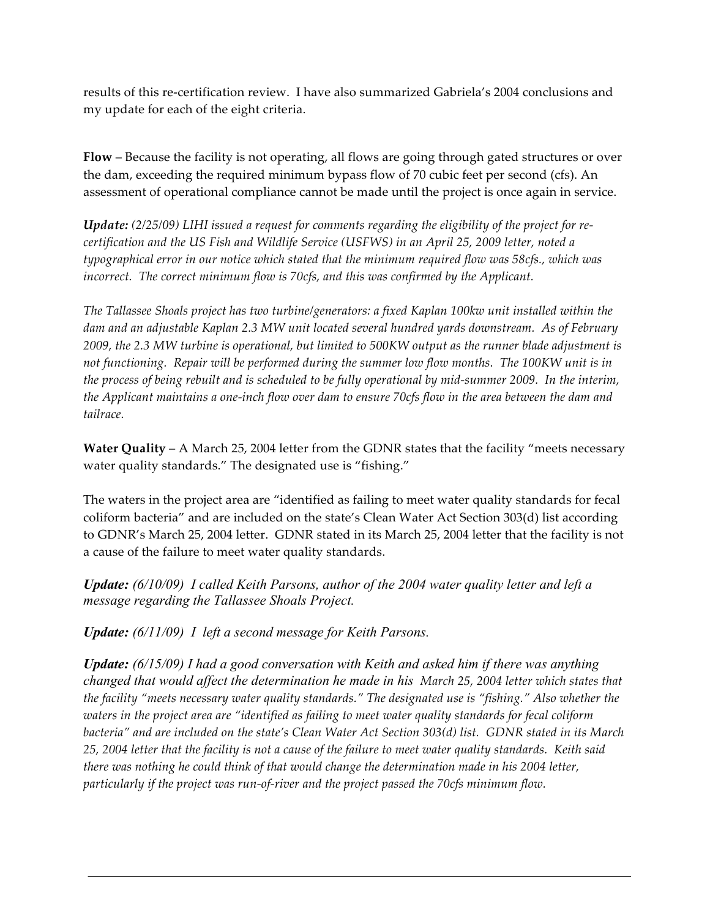results of this re-certification review. I have also summarized Gabriela's 2004 conclusions and my update for each of the eight criteria.

**Flow** – Because the facility is not operating, all flows are going through gated structures or over the dam, exceeding the required minimum bypass flow of 70 cubic feet per second (cfs). An assessment of operational compliance cannot be made until the project is once again in service.

***Update:*** *(2/25/09) LIHI issued a request for comments regarding the eligibility of the project for re-certification and the US Fish and Wildlife Service (USFWS) in an April 25, 2009 letter, noted a typographical error in our notice which stated that the minimum required flow was 58cfs., which was incorrect. The correct minimum flow is 70cfs, and this was confirmed by the Applicant.*

*The Tallassee Shoals project has two turbine/generators: a fixed Kaplan 100kw unit installed within the dam and an adjustable Kaplan 2.3 MW unit located several hundred yards downstream. As of February 2009, the 2.3 MW turbine is operational, but limited to 500KW output as the runner blade adjustment is not functioning. Repair will be performed during the summer low flow months. The 100KW unit is in the process of being rebuilt and is scheduled to be fully operational by mid-summer 2009. In the interim, the Applicant maintains a one-inch flow over dam to ensure 70cfs flow in the area between the dam and tailrace.*

**Water Quality** – A March 25, 2004 letter from the GDNR states that the facility "meets necessary water quality standards." The designated use is "fishing."

The waters in the project area are "identified as failing to meet water quality standards for fecal coliform bacteria" and are included on the state's Clean Water Act Section 303(d) list according to GDNR's March 25, 2004 letter. GDNR stated in its March 25, 2004 letter that the facility is not a cause of the failure to meet water quality standards.

***Update:*** *(6/10/09) I called Keith Parsons, author of the 2004 water quality letter and left a message regarding the Tallassee Shoals Project.*

***Update:*** *(6/11/09) I left a second message for Keith Parsons.*

***Update:*** *(6/15/09) I had a good conversation with Keith and asked him if there was anything changed that would affect the determination he made in his March 25, 2004 letter which states that the facility "meets necessary water quality standards." The designated use is "fishing." Also whether the waters in the project area are "identified as failing to meet water quality standards for fecal coliform bacteria" and are included on the state's Clean Water Act Section 303(d) list. GDNR stated in its March 25, 2004 letter that the facility is not a cause of the failure to meet water quality standards. Keith said there was nothing he could think of that would change the determination made in his 2004 letter, particularly if the project was run-of-river and the project passed the 70cfs minimum flow.*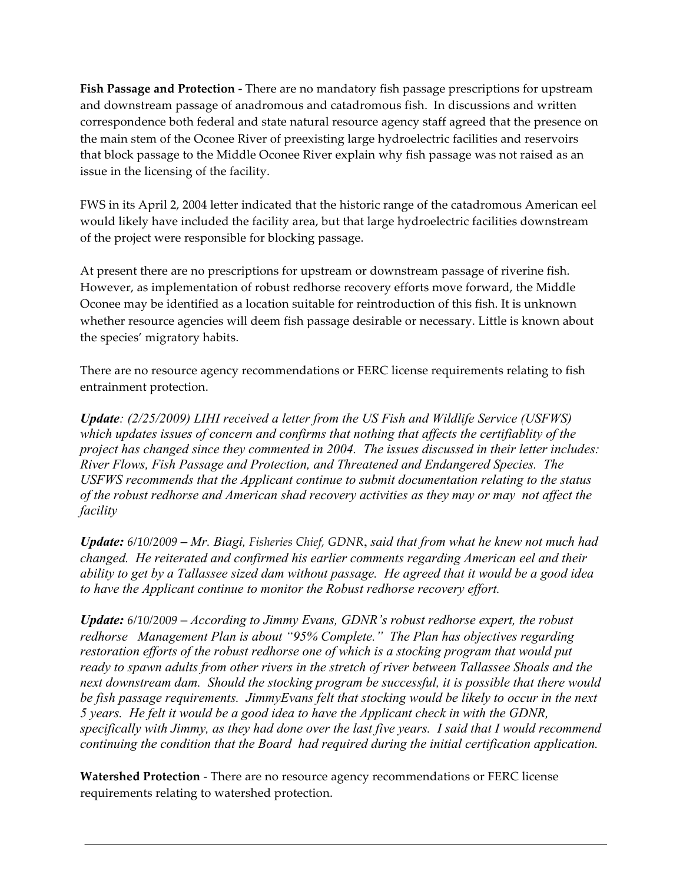**Fish Passage and Protection -** There are no mandatory fish passage prescriptions for upstream and downstream passage of anadromous and catadromous fish. In discussions and written correspondence both federal and state natural resource agency staff agreed that the presence on the main stem of the Oconee River of preexisting large hydroelectric facilities and reservoirs that block passage to the Middle Oconee River explain why fish passage was not raised as an issue in the licensing of the facility.

FWS in its April 2, 2004 letter indicated that the historic range of the catadromous American eel would likely have included the facility area, but that large hydroelectric facilities downstream of the project were responsible for blocking passage.

At present there are no prescriptions for upstream or downstream passage of riverine fish. However, as implementation of robust redhorse recovery efforts move forward, the Middle Oconee may be identified as a location suitable for reintroduction of this fish. It is unknown whether resource agencies will deem fish passage desirable or necessary. Little is known about the species' migratory habits.

There are no resource agency recommendations or FERC license requirements relating to fish entrainment protection.

***Update****: (2/25/2009) LIHI received a letter from the US Fish and Wildlife Service (USFWS) which updates issues of concern and confirms that nothing that affects the certifiablity of the project has changed since they commented in 2004. The issues discussed in their letter includes: River Flows, Fish Passage and Protection, and Threatened and Endangered Species. The USFWS recommends that the Applicant continue to submit documentation relating to the status of the robust redhorse and American shad recovery activities as they may or may not affect the facility*

***Update:*** *6/10/2009 – Mr. Biagi, Fisheries Chief, GDNR, said that from what he knew not much had changed. He reiterated and confirmed his earlier comments regarding American eel and their ability to get by a Tallassee sized dam without passage. He agreed that it would be a good idea to have the Applicant continue to monitor the Robust redhorse recovery effort.*

***Update:*** *6/10/2009 – According to Jimmy Evans, GDNR's robust redhorse expert, the robust redhorse Management Plan is about "95% Complete." The Plan has objectives regarding restoration efforts of the robust redhorse one of which is a stocking program that would put ready to spawn adults from other rivers in the stretch of river between Tallassee Shoals and the next downstream dam. Should the stocking program be successful, it is possible that there would be fish passage requirements. JimmyEvans felt that stocking would be likely to occur in the next 5 years. He felt it would be a good idea to have the Applicant check in with the GDNR, specifically with Jimmy, as they had done over the last five years. I said that I would recommend continuing the condition that the Board had required during the initial certification application.*

**Watershed Protection** - There are no resource agency recommendations or FERC license requirements relating to watershed protection.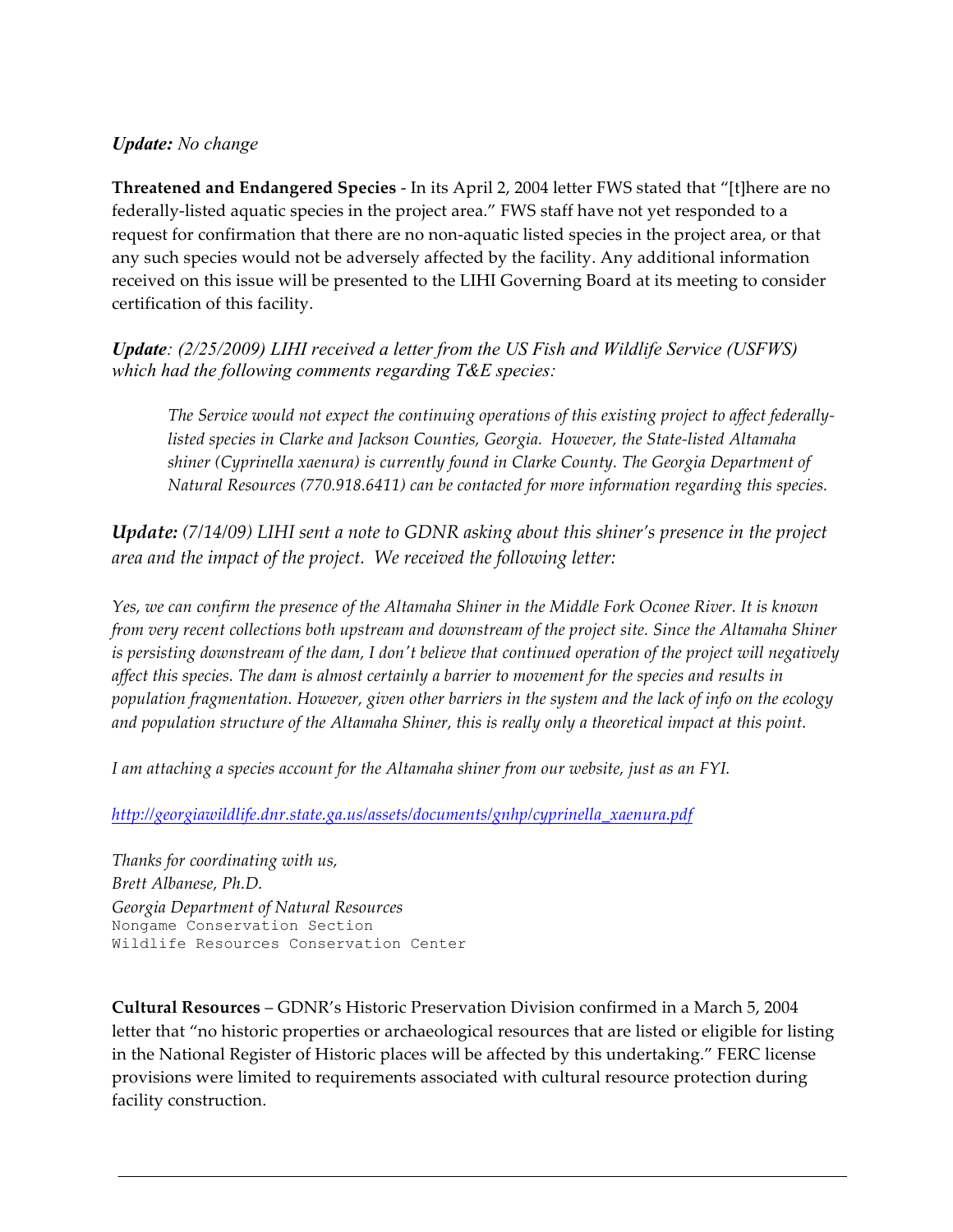***Update:*** *No change*

**Threatened and Endangered Species** - In its April 2, 2004 letter FWS stated that "[t]here are no federally-listed aquatic species in the project area." FWS staff have not yet responded to a request for confirmation that there are no non-aquatic listed species in the project area, or that any such species would not be adversely affected by the facility. Any additional information received on this issue will be presented to the LIHI Governing Board at its meeting to consider certification of this facility.

***Update****: (2/25/2009) LIHI received a letter from the US Fish and Wildlife Service (USFWS) which had the following comments regarding T&E species:*

> *The Service would not expect the continuing operations of this existing project to affect federally-listed species in Clarke and Jackson Counties, Georgia. However, the State-listed Altamaha shiner (Cyprinella xaenura) is currently found in Clarke County. The Georgia Department of Natural Resources (770.918.6411) can be contacted for more information regarding this species.*

***Update:*** *(7/14/09) LIHI sent a note to GDNR asking about this shiner's presence in the project area and the impact of the project. We received the following letter:*

*Yes, we can confirm the presence of the Altamaha Shiner in the Middle Fork Oconee River. It is known from very recent collections both upstream and downstream of the project site. Since the Altamaha Shiner is persisting downstream of the dam, I don't believe that continued operation of the project will negatively affect this species. The dam is almost certainly a barrier to movement for the species and results in population fragmentation. However, given other barriers in the system and the lack of info on the ecology and population structure of the Altamaha Shiner, this is really only a theoretical impact at this point.*

*I am attaching a species account for the Altamaha shiner from our website, just as an FYI.*

*http://georgiawildlife.dnr.state.ga.us/assets/documents/gnhp/cyprinella_xaenura.pdf*

*Thanks for coordinating with us,*
*Brett Albanese, Ph.D.*
*Georgia Department of Natural Resources*
Nongame Conservation Section
Wildlife Resources Conservation Center

**Cultural Resources** – GDNR's Historic Preservation Division confirmed in a March 5, 2004 letter that "no historic properties or archaeological resources that are listed or eligible for listing in the National Register of Historic places will be affected by this undertaking." FERC license provisions were limited to requirements associated with cultural resource protection during facility construction.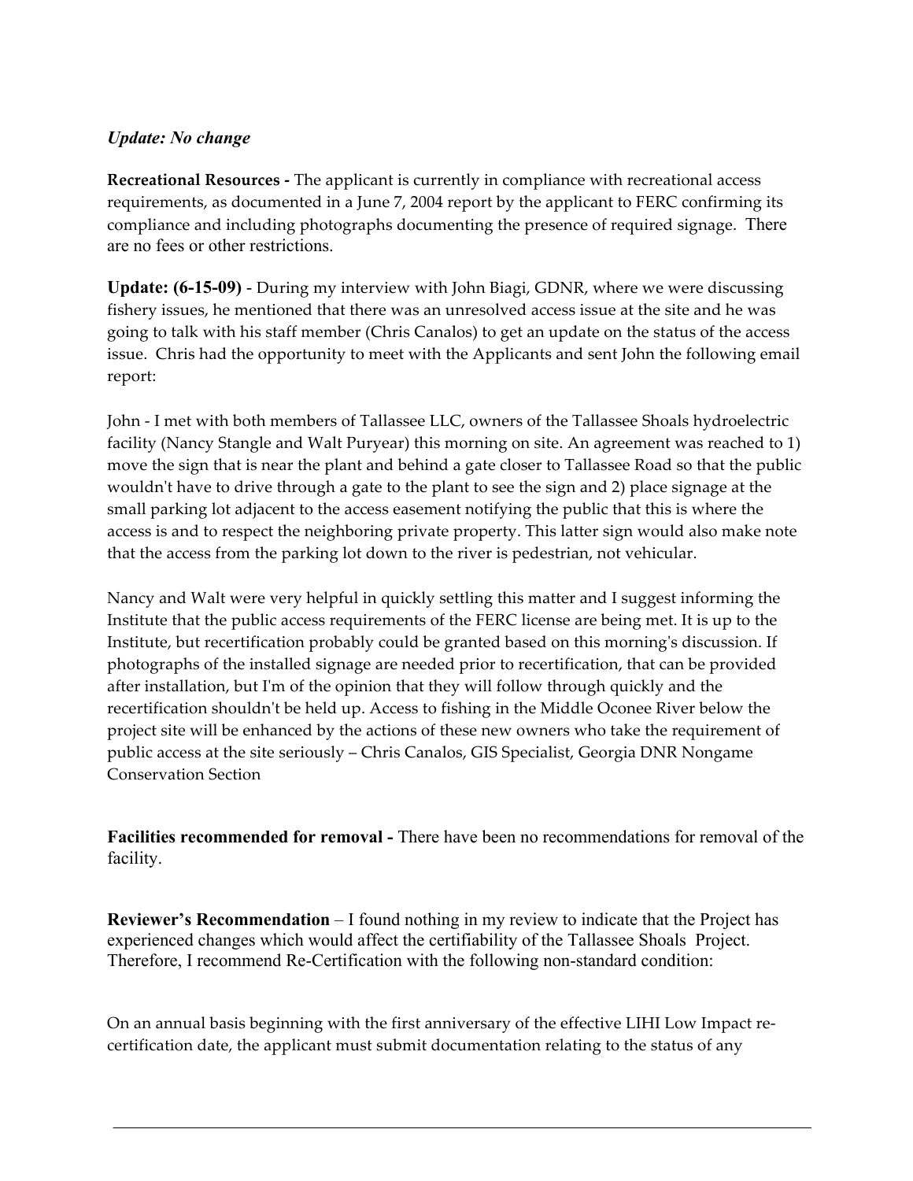*Update: No change*

**Recreational Resources -** The applicant is currently in compliance with recreational access requirements, as documented in a June 7, 2004 report by the applicant to FERC confirming its compliance and including photographs documenting the presence of required signage. There are no fees or other restrictions.

**Update: (6-15-09)** - During my interview with John Biagi, GDNR, where we were discussing fishery issues, he mentioned that there was an unresolved access issue at the site and he was going to talk with his staff member (Chris Canalos) to get an update on the status of the access issue. Chris had the opportunity to meet with the Applicants and sent John the following email report:

John - I met with both members of Tallassee LLC, owners of the Tallassee Shoals hydroelectric facility (Nancy Stangle and Walt Puryear) this morning on site. An agreement was reached to 1) move the sign that is near the plant and behind a gate closer to Tallassee Road so that the public wouldn't have to drive through a gate to the plant to see the sign and 2) place signage at the small parking lot adjacent to the access easement notifying the public that this is where the access is and to respect the neighboring private property. This latter sign would also make note that the access from the parking lot down to the river is pedestrian, not vehicular.

Nancy and Walt were very helpful in quickly settling this matter and I suggest informing the Institute that the public access requirements of the FERC license are being met. It is up to the Institute, but recertification probably could be granted based on this morning's discussion. If photographs of the installed signage are needed prior to recertification, that can be provided after installation, but I'm of the opinion that they will follow through quickly and the recertification shouldn't be held up. Access to fishing in the Middle Oconee River below the project site will be enhanced by the actions of these new owners who take the requirement of public access at the site seriously – Chris Canalos, GIS Specialist, Georgia DNR Nongame Conservation Section

**Facilities recommended for removal -** There have been no recommendations for removal of the facility.

**Reviewer's Recommendation** – I found nothing in my review to indicate that the Project has experienced changes which would affect the certifiability of the Tallassee Shoals Project. Therefore, I recommend Re-Certification with the following non-standard condition:

On an annual basis beginning with the first anniversary of the effective LIHI Low Impact re-certification date, the applicant must submit documentation relating to the status of any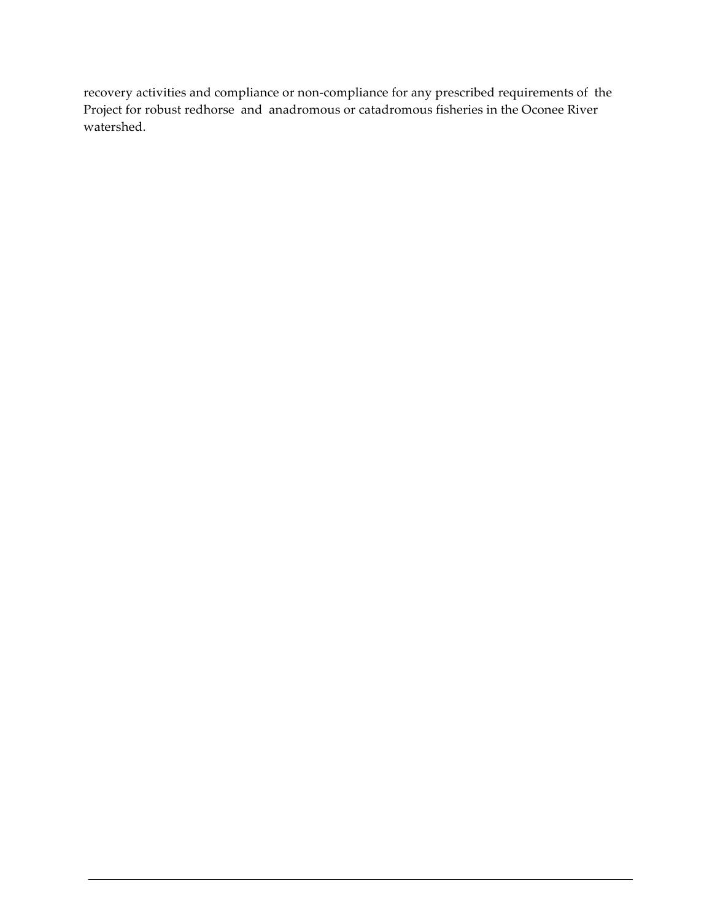recovery activities and compliance or non-compliance for any prescribed requirements of the Project for robust redhorse and anadromous or catadromous fisheries in the Oconee River watershed.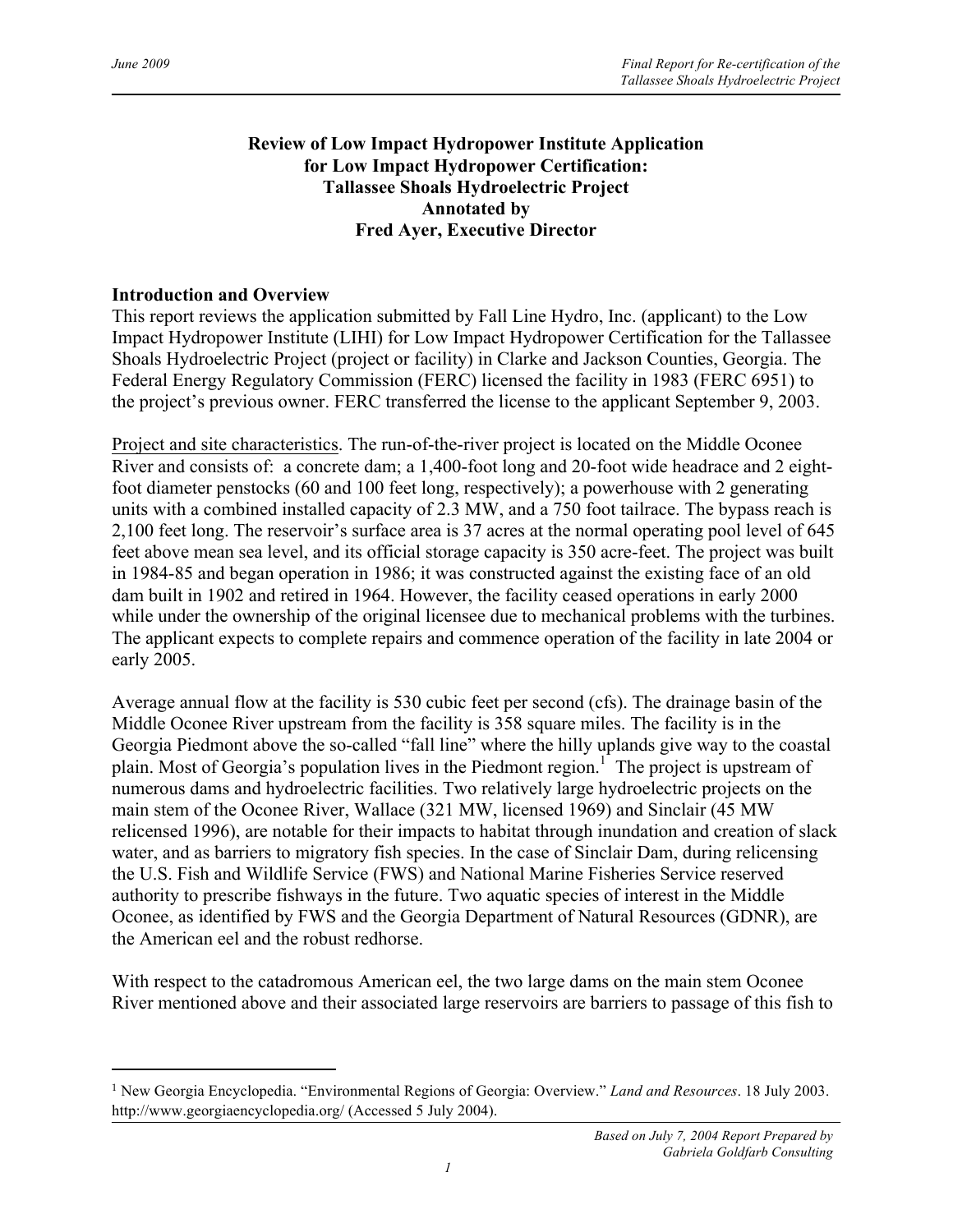**Review of Low Impact Hydropower Institute Application for Low Impact Hydropower Certification: Tallassee Shoals Hydroelectric Project Annotated by Fred Ayer, Executive Director**

## Introduction and Overview

This report reviews the application submitted by Fall Line Hydro, Inc. (applicant) to the Low Impact Hydropower Institute (LIHI) for Low Impact Hydropower Certification for the Tallassee Shoals Hydroelectric Project (project or facility) in Clarke and Jackson Counties, Georgia. The Federal Energy Regulatory Commission (FERC) licensed the facility in 1983 (FERC 6951) to the project's previous owner. FERC transferred the license to the applicant September 9, 2003.

Project and site characteristics. The run-of-the-river project is located on the Middle Oconee River and consists of: a concrete dam; a 1,400-foot long and 20-foot wide headrace and 2 eight-foot diameter penstocks (60 and 100 feet long, respectively); a powerhouse with 2 generating units with a combined installed capacity of 2.3 MW, and a 750 foot tailrace. The bypass reach is 2,100 feet long. The reservoir's surface area is 37 acres at the normal operating pool level of 645 feet above mean sea level, and its official storage capacity is 350 acre-feet. The project was built in 1984-85 and began operation in 1986; it was constructed against the existing face of an old dam built in 1902 and retired in 1964. However, the facility ceased operations in early 2000 while under the ownership of the original licensee due to mechanical problems with the turbines. The applicant expects to complete repairs and commence operation of the facility in late 2004 or early 2005.

Average annual flow at the facility is 530 cubic feet per second (cfs). The drainage basin of the Middle Oconee River upstream from the facility is 358 square miles. The facility is in the Georgia Piedmont above the so-called "fall line" where the hilly uplands give way to the coastal plain. Most of Georgia's population lives in the Piedmont region.[1] The project is upstream of numerous dams and hydroelectric facilities. Two relatively large hydroelectric projects on the main stem of the Oconee River, Wallace (321 MW, licensed 1969) and Sinclair (45 MW relicensed 1996), are notable for their impacts to habitat through inundation and creation of slack water, and as barriers to migratory fish species. In the case of Sinclair Dam, during relicensing the U.S. Fish and Wildlife Service (FWS) and National Marine Fisheries Service reserved authority to prescribe fishways in the future. Two aquatic species of interest in the Middle Oconee, as identified by FWS and the Georgia Department of Natural Resources (GDNR), are the American eel and the robust redhorse.

With respect to the catadromous American eel, the two large dams on the main stem Oconee River mentioned above and their associated large reservoirs are barriers to passage of this fish to

---

[1] New Georgia Encyclopedia. "Environmental Regions of Georgia: Overview." *Land and Resources*. 18 July 2003. http://www.georgiaencyclopedia.org/ (Accessed 5 July 2004).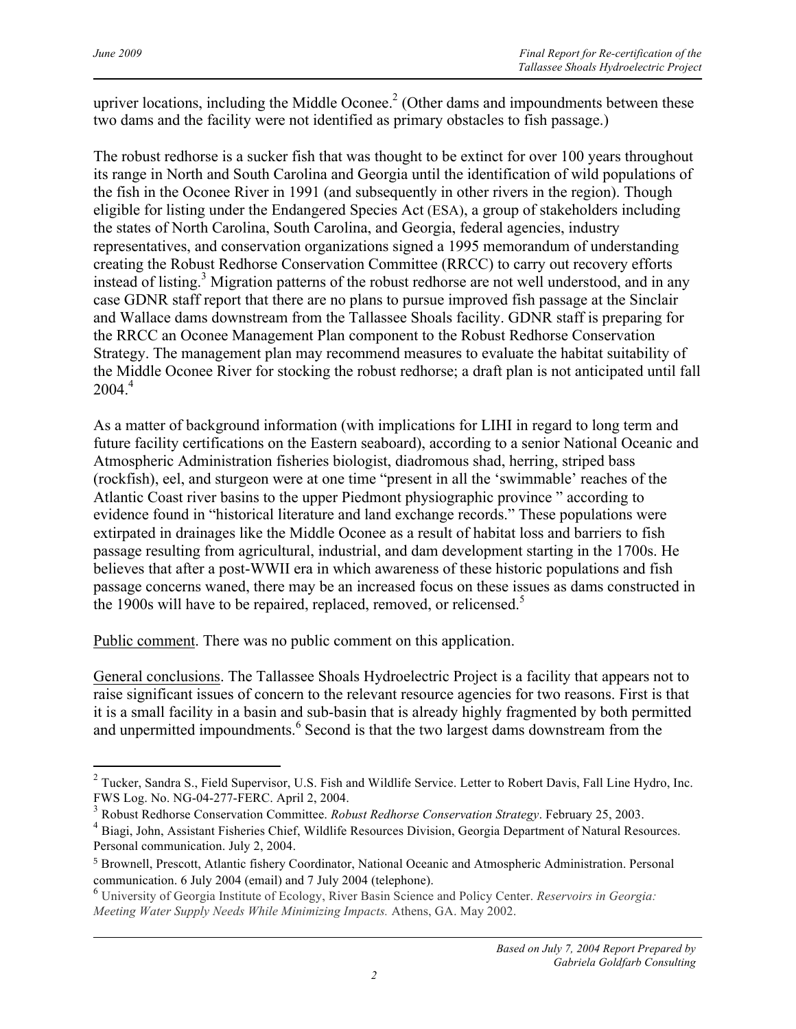upriver locations, including the Middle Oconee.[2] (Other dams and impoundments between these two dams and the facility were not identified as primary obstacles to fish passage.)

The robust redhorse is a sucker fish that was thought to be extinct for over 100 years throughout its range in North and South Carolina and Georgia until the identification of wild populations of the fish in the Oconee River in 1991 (and subsequently in other rivers in the region). Though eligible for listing under the Endangered Species Act (ESA), a group of stakeholders including the states of North Carolina, South Carolina, and Georgia, federal agencies, industry representatives, and conservation organizations signed a 1995 memorandum of understanding creating the Robust Redhorse Conservation Committee (RRCC) to carry out recovery efforts instead of listing.[3] Migration patterns of the robust redhorse are not well understood, and in any case GDNR staff report that there are no plans to pursue improved fish passage at the Sinclair and Wallace dams downstream from the Tallassee Shoals facility. GDNR staff is preparing for the RRCC an Oconee Management Plan component to the Robust Redhorse Conservation Strategy. The management plan may recommend measures to evaluate the habitat suitability of the Middle Oconee River for stocking the robust redhorse; a draft plan is not anticipated until fall 2004.[4]

As a matter of background information (with implications for LIHI in regard to long term and future facility certifications on the Eastern seaboard), according to a senior National Oceanic and Atmospheric Administration fisheries biologist, diadromous shad, herring, striped bass (rockfish), eel, and sturgeon were at one time "present in all the 'swimmable' reaches of the Atlantic Coast river basins to the upper Piedmont physiographic province " according to evidence found in "historical literature and land exchange records." These populations were extirpated in drainages like the Middle Oconee as a result of habitat loss and barriers to fish passage resulting from agricultural, industrial, and dam development starting in the 1700s. He believes that after a post-WWII era in which awareness of these historic populations and fish passage concerns waned, there may be an increased focus on these issues as dams constructed in the 1900s will have to be repaired, replaced, removed, or relicensed.[5]

<u>Public comment</u>. There was no public comment on this application.

<u>General conclusions</u>. The Tallassee Shoals Hydroelectric Project is a facility that appears not to raise significant issues of concern to the relevant resource agencies for two reasons. First is that it is a small facility in a basin and sub-basin that is already highly fragmented by both permitted and unpermitted impoundments.[6] Second is that the two largest dams downstream from the

---

[2] Tucker, Sandra S., Field Supervisor, U.S. Fish and Wildlife Service. Letter to Robert Davis, Fall Line Hydro, Inc. FWS Log. No. NG-04-277-FERC. April 2, 2004.

[3] Robust Redhorse Conservation Committee. *Robust Redhorse Conservation Strategy*. February 25, 2003.

[4] Biagi, John, Assistant Fisheries Chief, Wildlife Resources Division, Georgia Department of Natural Resources. Personal communication. July 2, 2004.

[5] Brownell, Prescott, Atlantic fishery Coordinator, National Oceanic and Atmospheric Administration. Personal communication. 6 July 2004 (email) and 7 July 2004 (telephone).

[6] University of Georgia Institute of Ecology, River Basin Science and Policy Center. *Reservoirs in Georgia: Meeting Water Supply Needs While Minimizing Impacts.* Athens, GA. May 2002.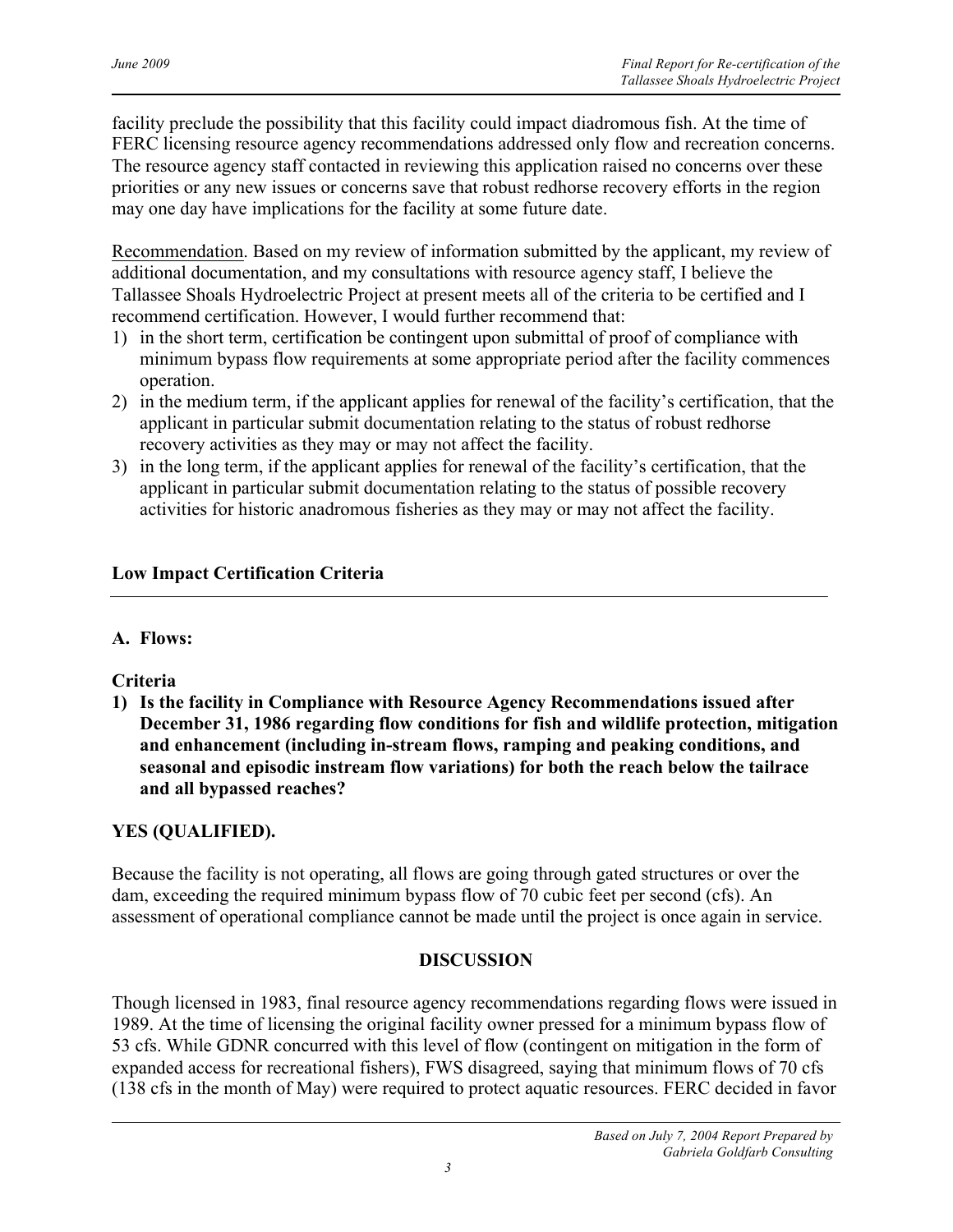facility preclude the possibility that this facility could impact diadromous fish. At the time of FERC licensing resource agency recommendations addressed only flow and recreation concerns. The resource agency staff contacted in reviewing this application raised no concerns over these priorities or any new issues or concerns save that robust redhorse recovery efforts in the region may one day have implications for the facility at some future date.

Recommendation. Based on my review of information submitted by the applicant, my review of additional documentation, and my consultations with resource agency staff, I believe the Tallassee Shoals Hydroelectric Project at present meets all of the criteria to be certified and I recommend certification. However, I would further recommend that:

1) in the short term, certification be contingent upon submittal of proof of compliance with minimum bypass flow requirements at some appropriate period after the facility commences operation.
2) in the medium term, if the applicant applies for renewal of the facility's certification, that the applicant in particular submit documentation relating to the status of robust redhorse recovery activities as they may or may not affect the facility.
3) in the long term, if the applicant applies for renewal of the facility's certification, that the applicant in particular submit documentation relating to the status of possible recovery activities for historic anadromous fisheries as they may or may not affect the facility.

## Low Impact Certification Criteria

### A. Flows:

**Criteria**

**1) Is the facility in Compliance with Resource Agency Recommendations issued after December 31, 1986 regarding flow conditions for fish and wildlife protection, mitigation and enhancement (including in-stream flows, ramping and peaking conditions, and seasonal and episodic instream flow variations) for both the reach below the tailrace and all bypassed reaches?**

**YES (QUALIFIED).**

Because the facility is not operating, all flows are going through gated structures or over the dam, exceeding the required minimum bypass flow of 70 cubic feet per second (cfs). An assessment of operational compliance cannot be made until the project is once again in service.

**DISCUSSION**

Though licensed in 1983, final resource agency recommendations regarding flows were issued in 1989. At the time of licensing the original facility owner pressed for a minimum bypass flow of 53 cfs. While GDNR concurred with this level of flow (contingent on mitigation in the form of expanded access for recreational fishers), FWS disagreed, saying that minimum flows of 70 cfs (138 cfs in the month of May) were required to protect aquatic resources. FERC decided in favor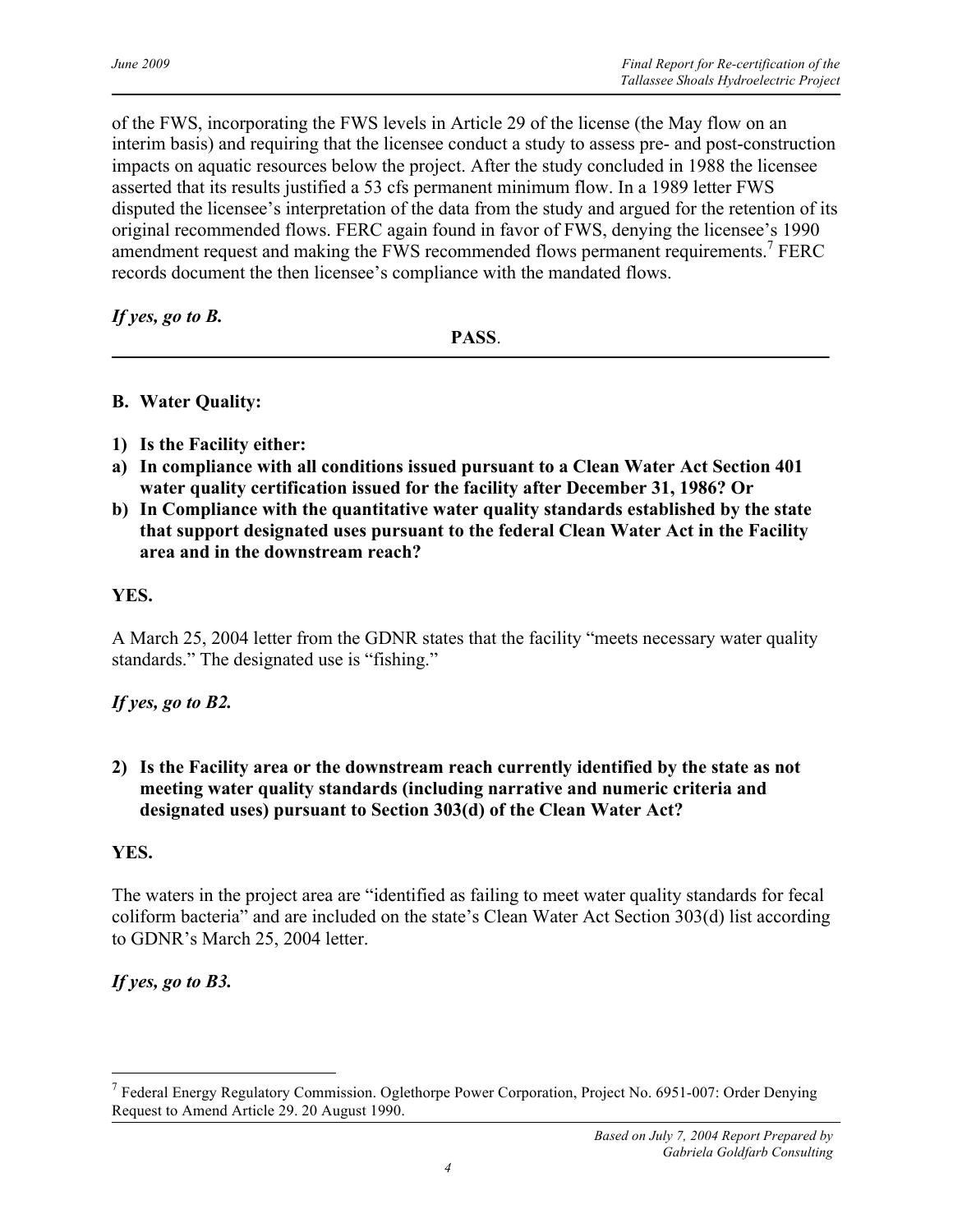of the FWS, incorporating the FWS levels in Article 29 of the license (the May flow on an interim basis) and requiring that the licensee conduct a study to assess pre- and post-construction impacts on aquatic resources below the project. After the study concluded in 1988 the licensee asserted that its results justified a 53 cfs permanent minimum flow. In a 1989 letter FWS disputed the licensee's interpretation of the data from the study and argued for the retention of its original recommended flows. FERC again found in favor of FWS, denying the licensee's 1990 amendment request and making the FWS recommended flows permanent requirements.[7] FERC records document the then licensee's compliance with the mandated flows.

***If yes, go to B.***

**PASS**.

---

**B. Water Quality:**

**1) Is the Facility either:**
**a) In compliance with all conditions issued pursuant to a Clean Water Act Section 401 water quality certification issued for the facility after December 31, 1986? Or**
**b) In Compliance with the quantitative water quality standards established by the state that support designated uses pursuant to the federal Clean Water Act in the Facility area and in the downstream reach?**

**YES.**

A March 25, 2004 letter from the GDNR states that the facility "meets necessary water quality standards." The designated use is "fishing."

***If yes, go to B2.***

**2) Is the Facility area or the downstream reach currently identified by the state as not meeting water quality standards (including narrative and numeric criteria and designated uses) pursuant to Section 303(d) of the Clean Water Act?**

**YES.**

The waters in the project area are "identified as failing to meet water quality standards for fecal coliform bacteria" and are included on the state's Clean Water Act Section 303(d) list according to GDNR's March 25, 2004 letter.

***If yes, go to B3.***

---

[7] Federal Energy Regulatory Commission. Oglethorpe Power Corporation, Project No. 6951-007: Order Denying Request to Amend Article 29. 20 August 1990.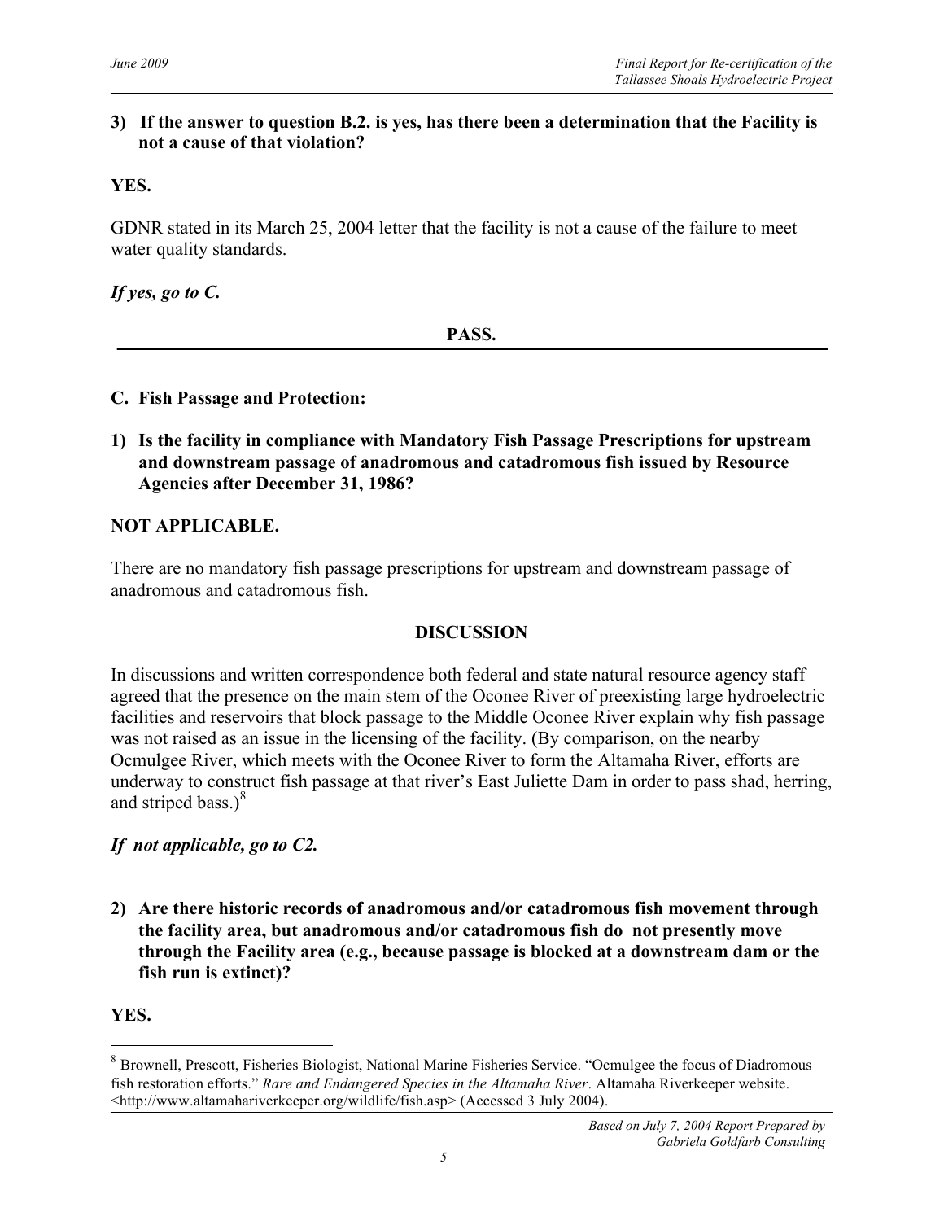**3) If the answer to question B.2. is yes, has there been a determination that the Facility is not a cause of that violation?**

**YES.**

GDNR stated in its March 25, 2004 letter that the facility is not a cause of the failure to meet water quality standards.

***If yes, go to C.***

**PASS.**

---

**C. Fish Passage and Protection:**

**1) Is the facility in compliance with Mandatory Fish Passage Prescriptions for upstream and downstream passage of anadromous and catadromous fish issued by Resource Agencies after December 31, 1986?**

**NOT APPLICABLE.**

There are no mandatory fish passage prescriptions for upstream and downstream passage of anadromous and catadromous fish.

**DISCUSSION**

In discussions and written correspondence both federal and state natural resource agency staff agreed that the presence on the main stem of the Oconee River of preexisting large hydroelectric facilities and reservoirs that block passage to the Middle Oconee River explain why fish passage was not raised as an issue in the licensing of the facility. (By comparison, on the nearby Ocmulgee River, which meets with the Oconee River to form the Altamaha River, efforts are underway to construct fish passage at that river's East Juliette Dam in order to pass shad, herring, and striped bass.)[8]

***If not applicable, go to C2.***

**2) Are there historic records of anadromous and/or catadromous fish movement through the facility area, but anadromous and/or catadromous fish do not presently move through the Facility area (e.g., because passage is blocked at a downstream dam or the fish run is extinct)?**

**YES.**

---

[8] Brownell, Prescott, Fisheries Biologist, National Marine Fisheries Service. "Ocmulgee the focus of Diadromous fish restoration efforts." *Rare and Endangered Species in the Altamaha River*. Altamaha Riverkeeper website. <http://www.altamahariverkeeper.org/wildlife/fish.asp> (Accessed 3 July 2004).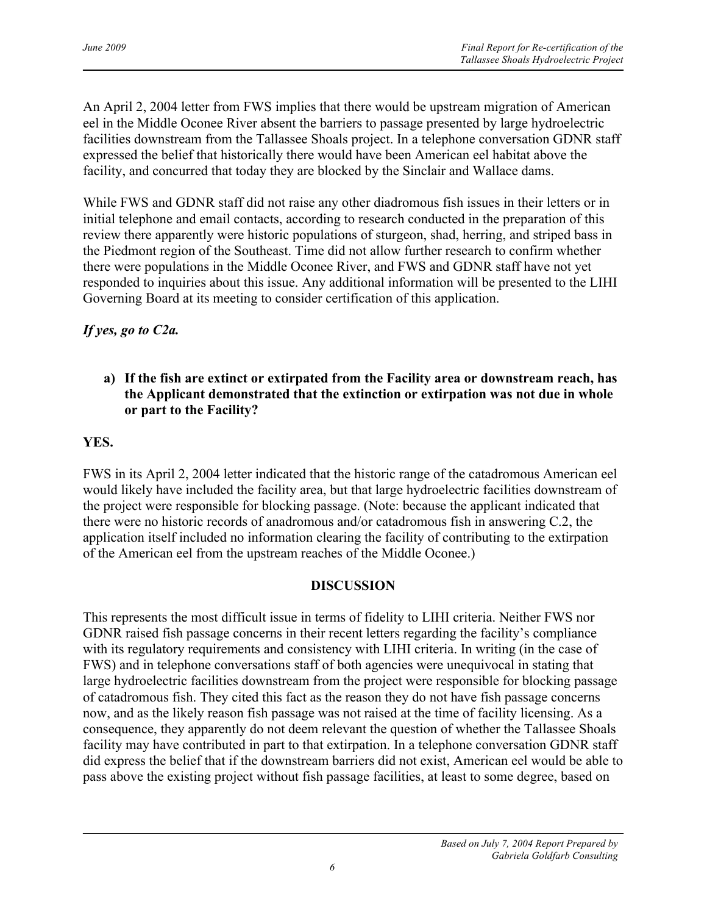An April 2, 2004 letter from FWS implies that there would be upstream migration of American eel in the Middle Oconee River absent the barriers to passage presented by large hydroelectric facilities downstream from the Tallassee Shoals project. In a telephone conversation GDNR staff expressed the belief that historically there would have been American eel habitat above the facility, and concurred that today they are blocked by the Sinclair and Wallace dams.

While FWS and GDNR staff did not raise any other diadromous fish issues in their letters or in initial telephone and email contacts, according to research conducted in the preparation of this review there apparently were historic populations of sturgeon, shad, herring, and striped bass in the Piedmont region of the Southeast. Time did not allow further research to confirm whether there were populations in the Middle Oconee River, and FWS and GDNR staff have not yet responded to inquiries about this issue. Any additional information will be presented to the LIHI Governing Board at its meeting to consider certification of this application.

***If yes, go to C2a.***

> **a) If the fish are extinct or extirpated from the Facility area or downstream reach, has the Applicant demonstrated that the extinction or extirpation was not due in whole or part to the Facility?**

**YES.**

FWS in its April 2, 2004 letter indicated that the historic range of the catadromous American eel would likely have included the facility area, but that large hydroelectric facilities downstream of the project were responsible for blocking passage. (Note: because the applicant indicated that there were no historic records of anadromous and/or catadromous fish in answering C.2, the application itself included no information clearing the facility of contributing to the extirpation of the American eel from the upstream reaches of the Middle Oconee.)

**DISCUSSION**

This represents the most difficult issue in terms of fidelity to LIHI criteria. Neither FWS nor GDNR raised fish passage concerns in their recent letters regarding the facility's compliance with its regulatory requirements and consistency with LIHI criteria. In writing (in the case of FWS) and in telephone conversations staff of both agencies were unequivocal in stating that large hydroelectric facilities downstream from the project were responsible for blocking passage of catadromous fish. They cited this fact as the reason they do not have fish passage concerns now, and as the likely reason fish passage was not raised at the time of facility licensing. As a consequence, they apparently do not deem relevant the question of whether the Tallassee Shoals facility may have contributed in part to that extirpation. In a telephone conversation GDNR staff did express the belief that if the downstream barriers did not exist, American eel would be able to pass above the existing project without fish passage facilities, at least to some degree, based on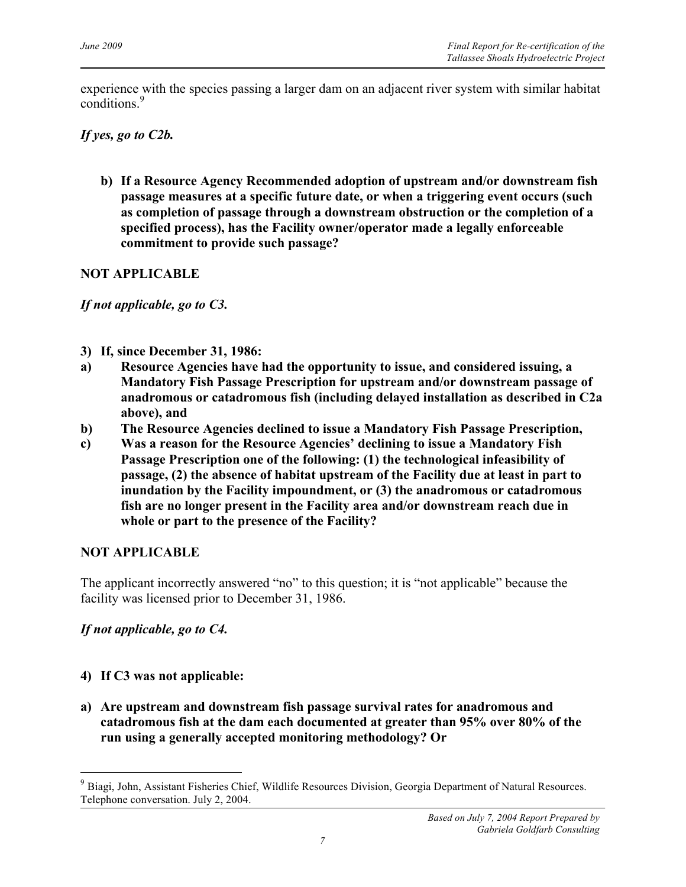experience with the species passing a larger dam on an adjacent river system with similar habitat conditions.[9]

***If yes, go to C2b.***

> **b) If a Resource Agency Recommended adoption of upstream and/or downstream fish passage measures at a specific future date, or when a triggering event occurs (such as completion of passage through a downstream obstruction or the completion of a specified process), has the Facility owner/operator made a legally enforceable commitment to provide such passage?**

**NOT APPLICABLE**

***If not applicable, go to C3.***

**3) If, since December 31, 1986:**

**a) Resource Agencies have had the opportunity to issue, and considered issuing, a Mandatory Fish Passage Prescription for upstream and/or downstream passage of anadromous or catadromous fish (including delayed installation as described in C2a above), and**

**b) The Resource Agencies declined to issue a Mandatory Fish Passage Prescription,**

**c) Was a reason for the Resource Agencies' declining to issue a Mandatory Fish Passage Prescription one of the following: (1) the technological infeasibility of passage, (2) the absence of habitat upstream of the Facility due at least in part to inundation by the Facility impoundment, or (3) the anadromous or catadromous fish are no longer present in the Facility area and/or downstream reach due in whole or part to the presence of the Facility?**

**NOT APPLICABLE**

The applicant incorrectly answered "no" to this question; it is "not applicable" because the facility was licensed prior to December 31, 1986.

***If not applicable, go to C4.***

**4) If C3 was not applicable:**

**a) Are upstream and downstream fish passage survival rates for anadromous and catadromous fish at the dam each documented at greater than 95% over 80% of the run using a generally accepted monitoring methodology? Or**

---

[9] Biagi, John, Assistant Fisheries Chief, Wildlife Resources Division, Georgia Department of Natural Resources. Telephone conversation. July 2, 2004.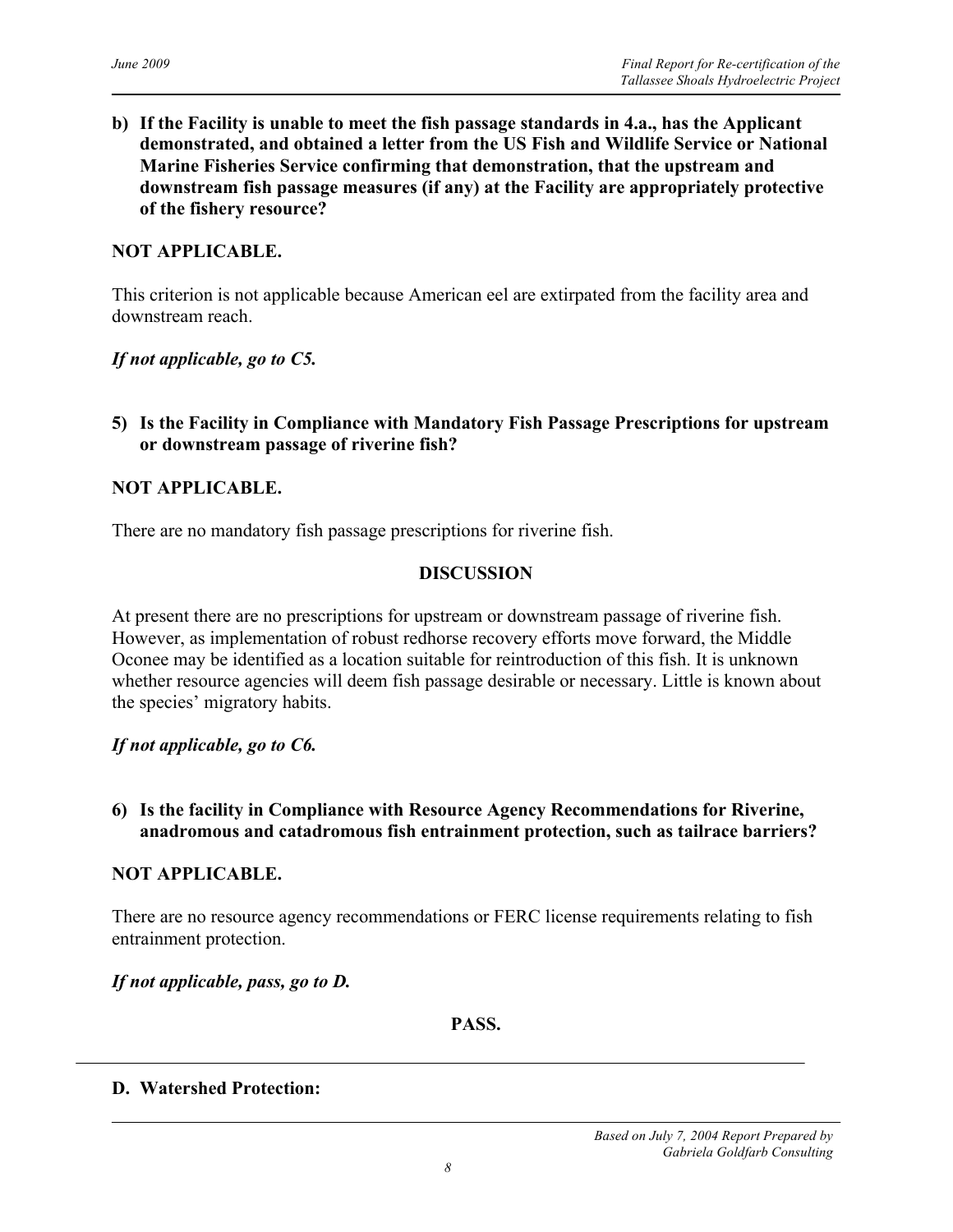**b) If the Facility is unable to meet the fish passage standards in 4.a., has the Applicant demonstrated, and obtained a letter from the US Fish and Wildlife Service or National Marine Fisheries Service confirming that demonstration, that the upstream and downstream fish passage measures (if any) at the Facility are appropriately protective of the fishery resource?**

**NOT APPLICABLE.**

This criterion is not applicable because American eel are extirpated from the facility area and downstream reach.

***If not applicable, go to C5.***

**5) Is the Facility in Compliance with Mandatory Fish Passage Prescriptions for upstream or downstream passage of riverine fish?**

**NOT APPLICABLE.**

There are no mandatory fish passage prescriptions for riverine fish.

**DISCUSSION**

At present there are no prescriptions for upstream or downstream passage of riverine fish. However, as implementation of robust redhorse recovery efforts move forward, the Middle Oconee may be identified as a location suitable for reintroduction of this fish. It is unknown whether resource agencies will deem fish passage desirable or necessary. Little is known about the species' migratory habits.

***If not applicable, go to C6.***

**6) Is the facility in Compliance with Resource Agency Recommendations for Riverine, anadromous and catadromous fish entrainment protection, such as tailrace barriers?**

**NOT APPLICABLE.**

There are no resource agency recommendations or FERC license requirements relating to fish entrainment protection.

***If not applicable, pass, go to D.***

**PASS.**

---

**D. Watershed Protection:**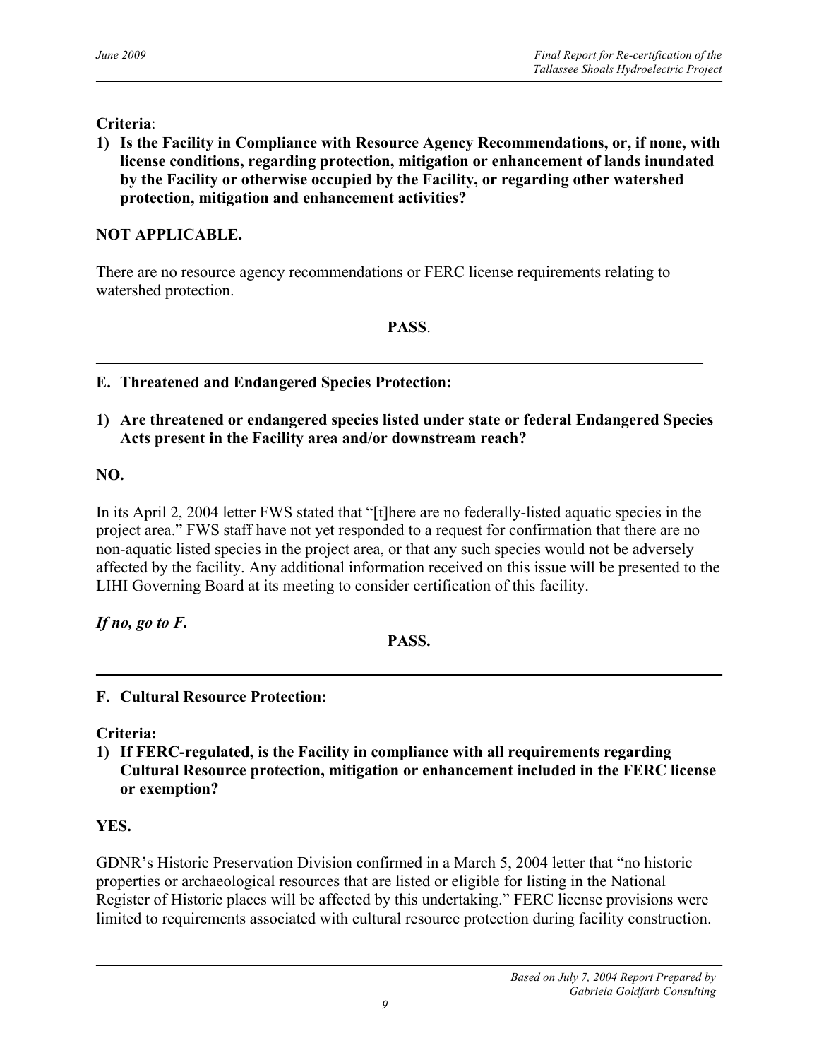**Criteria**:

**1) Is the Facility in Compliance with Resource Agency Recommendations, or, if none, with license conditions, regarding protection, mitigation or enhancement of lands inundated by the Facility or otherwise occupied by the Facility, or regarding other watershed protection, mitigation and enhancement activities?**

**NOT APPLICABLE.**

There are no resource agency recommendations or FERC license requirements relating to watershed protection.

**PASS**.

---

**E. Threatened and Endangered Species Protection:**

**1) Are threatened or endangered species listed under state or federal Endangered Species Acts present in the Facility area and/or downstream reach?**

**NO.**

In its April 2, 2004 letter FWS stated that "[t]here are no federally-listed aquatic species in the project area." FWS staff have not yet responded to a request for confirmation that there are no non-aquatic listed species in the project area, or that any such species would not be adversely affected by the facility. Any additional information received on this issue will be presented to the LIHI Governing Board at its meeting to consider certification of this facility.

***If no, go to F.***

**PASS.**

---

**F. Cultural Resource Protection:**

**Criteria:**

**1) If FERC-regulated, is the Facility in compliance with all requirements regarding Cultural Resource protection, mitigation or enhancement included in the FERC license or exemption?**

**YES.**

GDNR's Historic Preservation Division confirmed in a March 5, 2004 letter that "no historic properties or archaeological resources that are listed or eligible for listing in the National Register of Historic places will be affected by this undertaking." FERC license provisions were limited to requirements associated with cultural resource protection during facility construction.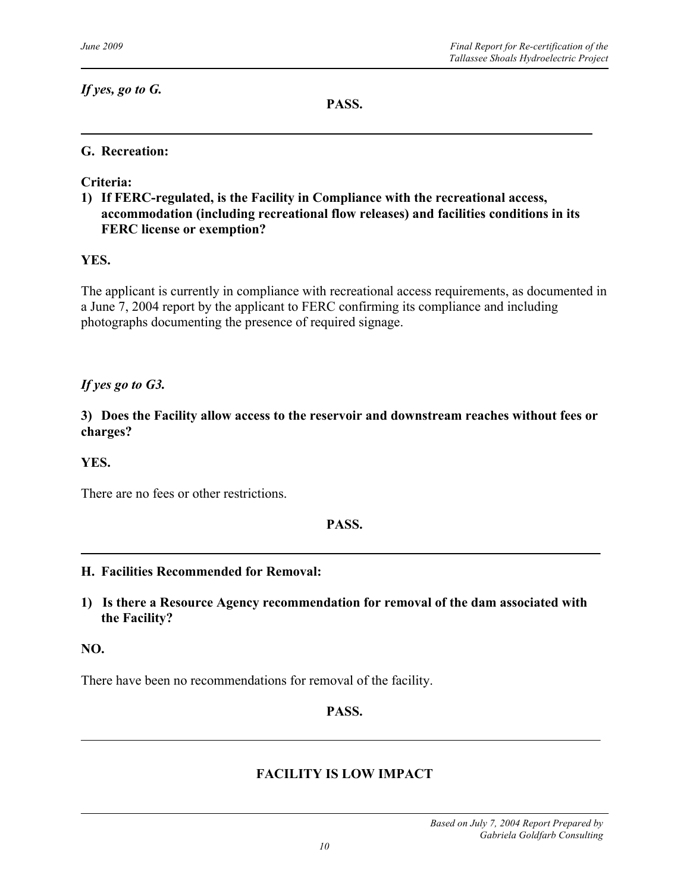*If yes, go to G.*

**PASS.**

---

**G. Recreation:**

**Criteria:**

**1) If FERC-regulated, is the Facility in Compliance with the recreational access, accommodation (including recreational flow releases) and facilities conditions in its FERC license or exemption?**

**YES.**

The applicant is currently in compliance with recreational access requirements, as documented in a June 7, 2004 report by the applicant to FERC confirming its compliance and including photographs documenting the presence of required signage.

*If yes go to G3.*

**3) Does the Facility allow access to the reservoir and downstream reaches without fees or charges?**

**YES.**

There are no fees or other restrictions.

**PASS.**

---

**H. Facilities Recommended for Removal:**

**1) Is there a Resource Agency recommendation for removal of the dam associated with the Facility?**

**NO.**

There have been no recommendations for removal of the facility.

**PASS.**

---

**FACILITY IS LOW IMPACT**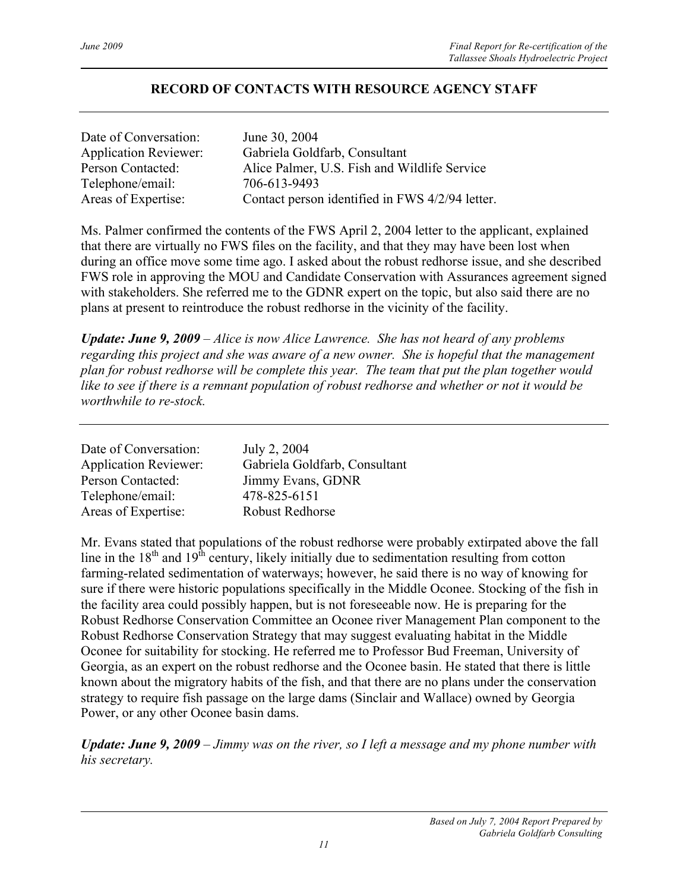## RECORD OF CONTACTS WITH RESOURCE AGENCY STAFF

Date of Conversation: June 30, 2004
Application Reviewer: Gabriela Goldfarb, Consultant
Person Contacted: Alice Palmer, U.S. Fish and Wildlife Service
Telephone/email: 706-613-9493
Areas of Expertise: Contact person identified in FWS 4/2/94 letter.

Ms. Palmer confirmed the contents of the FWS April 2, 2004 letter to the applicant, explained that there are virtually no FWS files on the facility, and that they may have been lost when during an office move some time ago. I asked about the robust redhorse issue, and she described FWS role in approving the MOU and Candidate Conservation with Assurances agreement signed with stakeholders. She referred me to the GDNR expert on the topic, but also said there are no plans at present to reintroduce the robust redhorse in the vicinity of the facility.

***Update: June 9, 2009*** *– Alice is now Alice Lawrence. She has not heard of any problems regarding this project and she was aware of a new owner. She is hopeful that the management plan for robust redhorse will be complete this year. The team that put the plan together would like to see if there is a remnant population of robust redhorse and whether or not it would be worthwhile to re-stock.*

---

Date of Conversation: July 2, 2004
Application Reviewer: Gabriela Goldfarb, Consultant
Person Contacted: Jimmy Evans, GDNR
Telephone/email: 478-825-6151
Areas of Expertise: Robust Redhorse

Mr. Evans stated that populations of the robust redhorse were probably extirpated above the fall line in the 18th and 19th century, likely initially due to sedimentation resulting from cotton farming-related sedimentation of waterways; however, he said there is no way of knowing for sure if there were historic populations specifically in the Middle Oconee. Stocking of the fish in the facility area could possibly happen, but is not foreseeable now. He is preparing for the Robust Redhorse Conservation Committee an Oconee river Management Plan component to the Robust Redhorse Conservation Strategy that may suggest evaluating habitat in the Middle Oconee for suitability for stocking. He referred me to Professor Bud Freeman, University of Georgia, as an expert on the robust redhorse and the Oconee basin. He stated that there is little known about the migratory habits of the fish, and that there are no plans under the conservation strategy to require fish passage on the large dams (Sinclair and Wallace) owned by Georgia Power, or any other Oconee basin dams.

***Update: June 9, 2009*** *– Jimmy was on the river, so I left a message and my phone number with his secretary.*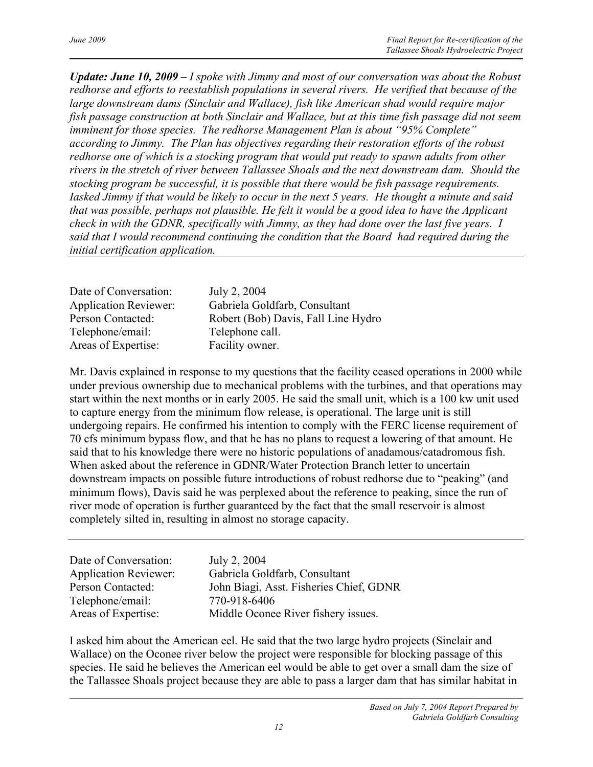***Update: June 10, 2009*** *– I spoke with Jimmy and most of our conversation was about the Robust redhorse and efforts to reestablish populations in several rivers. He verified that because of the large downstream dams (Sinclair and Wallace), fish like American shad would require major fish passage construction at both Sinclair and Wallace, but at this time fish passage did not seem imminent for those species. The redhorse Management Plan is about "95% Complete" according to Jimmy. The Plan has objectives regarding their restoration efforts of the robust redhorse one of which is a stocking program that would put ready to spawn adults from other rivers in the stretch of river between Tallassee Shoals and the next downstream dam. Should the stocking program be successful, it is possible that there would be fish passage requirements. Iasked Jimmy if that would be likely to occur in the next 5 years. He thought a minute and said that was possible, perhaps not plausible. He felt it would be a good idea to have the Applicant check in with the GDNR, specifically with Jimmy, as they had done over the last five years. I said that I would recommend continuing the condition that the Board had required during the initial certification application.*

---

| | |
|---|---|
| Date of Conversation: | July 2, 2004 |
| Application Reviewer: | Gabriela Goldfarb, Consultant |
| Person Contacted: | Robert (Bob) Davis, Fall Line Hydro |
| Telephone/email: | Telephone call. |
| Areas of Expertise: | Facility owner. |

Mr. Davis explained in response to my questions that the facility ceased operations in 2000 while under previous ownership due to mechanical problems with the turbines, and that operations may start within the next months or in early 2005. He said the small unit, which is a 100 kw unit used to capture energy from the minimum flow release, is operational. The large unit is still undergoing repairs. He confirmed his intention to comply with the FERC license requirement of 70 cfs minimum bypass flow, and that he has no plans to request a lowering of that amount. He said that to his knowledge there were no historic populations of anadamous/catadromous fish. When asked about the reference in GDNR/Water Protection Branch letter to uncertain downstream impacts on possible future introductions of robust redhorse due to "peaking" (and minimum flows), Davis said he was perplexed about the reference to peaking, since the run of river mode of operation is further guaranteed by the fact that the small reservoir is almost completely silted in, resulting in almost no storage capacity.

---

| | |
|---|---|
| Date of Conversation: | July 2, 2004 |
| Application Reviewer: | Gabriela Goldfarb, Consultant |
| Person Contacted: | John Biagi, Asst. Fisheries Chief, GDNR |
| Telephone/email: | 770-918-6406 |
| Areas of Expertise: | Middle Oconee River fishery issues. |

I asked him about the American eel. He said that the two large hydro projects (Sinclair and Wallace) on the Oconee river below the project were responsible for blocking passage of this species. He said he believes the American eel would be able to get over a small dam the size of the Tallassee Shoals project because they are able to pass a larger dam that has similar habitat in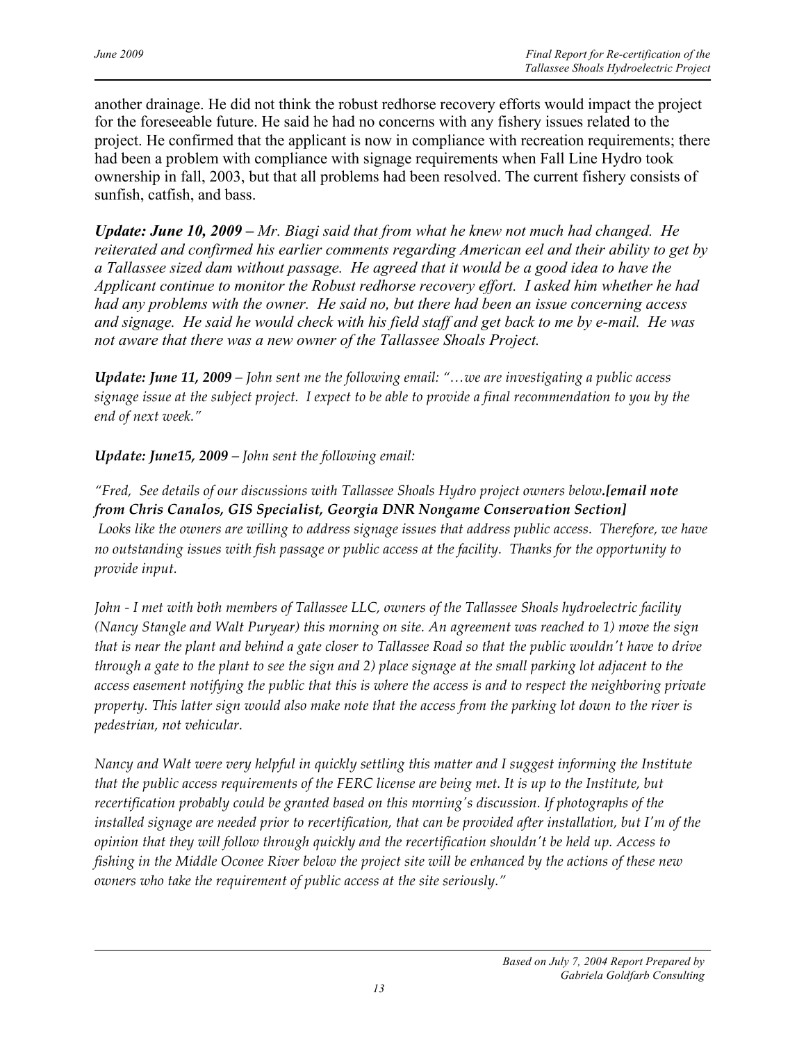another drainage. He did not think the robust redhorse recovery efforts would impact the project for the foreseeable future. He said he had no concerns with any fishery issues related to the project. He confirmed that the applicant is now in compliance with recreation requirements; there had been a problem with compliance with signage requirements when Fall Line Hydro took ownership in fall, 2003, but that all problems had been resolved. The current fishery consists of sunfish, catfish, and bass.

***Update: June 10, 2009 –*** *Mr. Biagi said that from what he knew not much had changed. He reiterated and confirmed his earlier comments regarding American eel and their ability to get by a Tallassee sized dam without passage. He agreed that it would be a good idea to have the Applicant continue to monitor the Robust redhorse recovery effort. I asked him whether he had had any problems with the owner. He said no, but there had been an issue concerning access and signage. He said he would check with his field staff and get back to me by e-mail. He was not aware that there was a new owner of the Tallassee Shoals Project.*

***Update: June 11, 2009*** *– John sent me the following email: "…we are investigating a public access signage issue at the subject project. I expect to be able to provide a final recommendation to you by the end of next week."*

***Update: June15, 2009*** *– John sent the following email:*

*"Fred, See details of our discussions with Tallassee Shoals Hydro project owners below.**[email note from Chris Canalos, GIS Specialist, Georgia DNR Nongame Conservation Section]***
*Looks like the owners are willing to address signage issues that address public access. Therefore, we have no outstanding issues with fish passage or public access at the facility. Thanks for the opportunity to provide input.*

*John - I met with both members of Tallassee LLC, owners of the Tallassee Shoals hydroelectric facility (Nancy Stangle and Walt Puryear) this morning on site. An agreement was reached to 1) move the sign that is near the plant and behind a gate closer to Tallassee Road so that the public wouldn't have to drive through a gate to the plant to see the sign and 2) place signage at the small parking lot adjacent to the access easement notifying the public that this is where the access is and to respect the neighboring private property. This latter sign would also make note that the access from the parking lot down to the river is pedestrian, not vehicular.*

*Nancy and Walt were very helpful in quickly settling this matter and I suggest informing the Institute that the public access requirements of the FERC license are being met. It is up to the Institute, but recertification probably could be granted based on this morning's discussion. If photographs of the installed signage are needed prior to recertification, that can be provided after installation, but I'm of the opinion that they will follow through quickly and the recertification shouldn't be held up. Access to fishing in the Middle Oconee River below the project site will be enhanced by the actions of these new owners who take the requirement of public access at the site seriously."*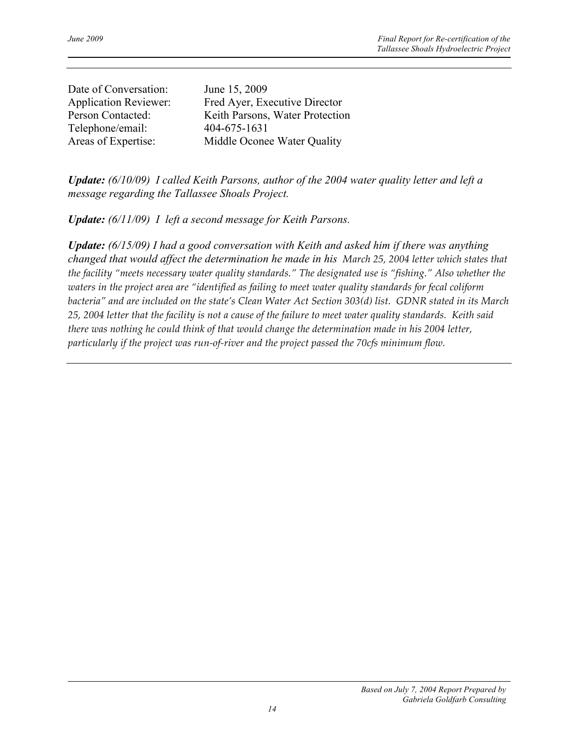| | |
|---|---|
| Date of Conversation: | June 15, 2009 |
| Application Reviewer: | Fred Ayer, Executive Director |
| Person Contacted: | Keith Parsons, Water Protection |
| Telephone/email: | 404-675-1631 |
| Areas of Expertise: | Middle Oconee Water Quality |

***Update:*** *(6/10/09) I called Keith Parsons, author of the 2004 water quality letter and left a message regarding the Tallassee Shoals Project.*

***Update:*** *(6/11/09) I left a second message for Keith Parsons.*

***Update:*** *(6/15/09) I had a good conversation with Keith and asked him if there was anything changed that would affect the determination he made in his March 25, 2004 letter which states that the facility "meets necessary water quality standards." The designated use is "fishing." Also whether the waters in the project area are "identified as failing to meet water quality standards for fecal coliform bacteria" and are included on the state's Clean Water Act Section 303(d) list. GDNR stated in its March 25, 2004 letter that the facility is not a cause of the failure to meet water quality standards. Keith said there was nothing he could think of that would change the determination made in his 2004 letter, particularly if the project was run-of-river and the project passed the 70cfs minimum flow.*